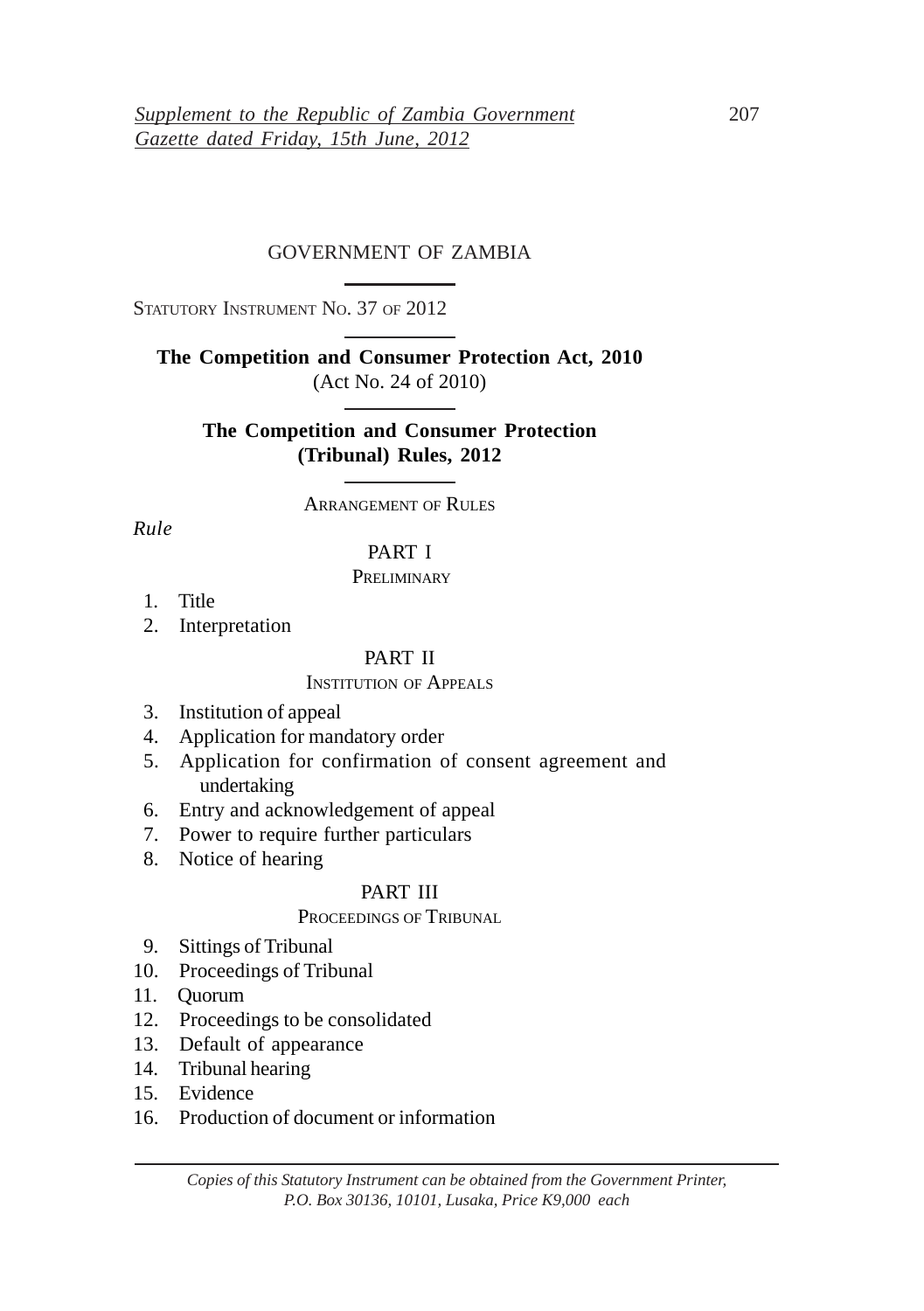*Supplement to the Republic of Zambia Government Gazette dated Friday, 15th June, 2012*

GOVERNMENT OF ZAMBIA

STATUTORY INSTRUMENT NO. 37 OF 2012

**The Competition and Consumer Protection Act, 2010**
(Act No. 24 of 2010)

**The Competition and Consumer Protection (Tribunal) Rules, 2012**

ARRANGEMENT OF RULES

*Rule*

PART I

PRELIMINARY

1. Title
2. Interpretation

PART II

INSTITUTION OF APPEALS

3. Institution of appeal
4. Application for mandatory order
5. Application for confirmation of consent agreement and undertaking
6. Entry and acknowledgement of appeal
7. Power to require further particulars
8. Notice of hearing

PART III

PROCEEDINGS OF TRIBUNAL

9. Sittings of Tribunal
10. Proceedings of Tribunal
11. Quorum
12. Proceedings to be consolidated
13. Default of appearance
14. Tribunal hearing
15. Evidence
16. Production of document or information

*Copies of this Statutory Instrument can be obtained from the Government Printer, P.O. Box 30136, 10101, Lusaka, Price K9,000 each*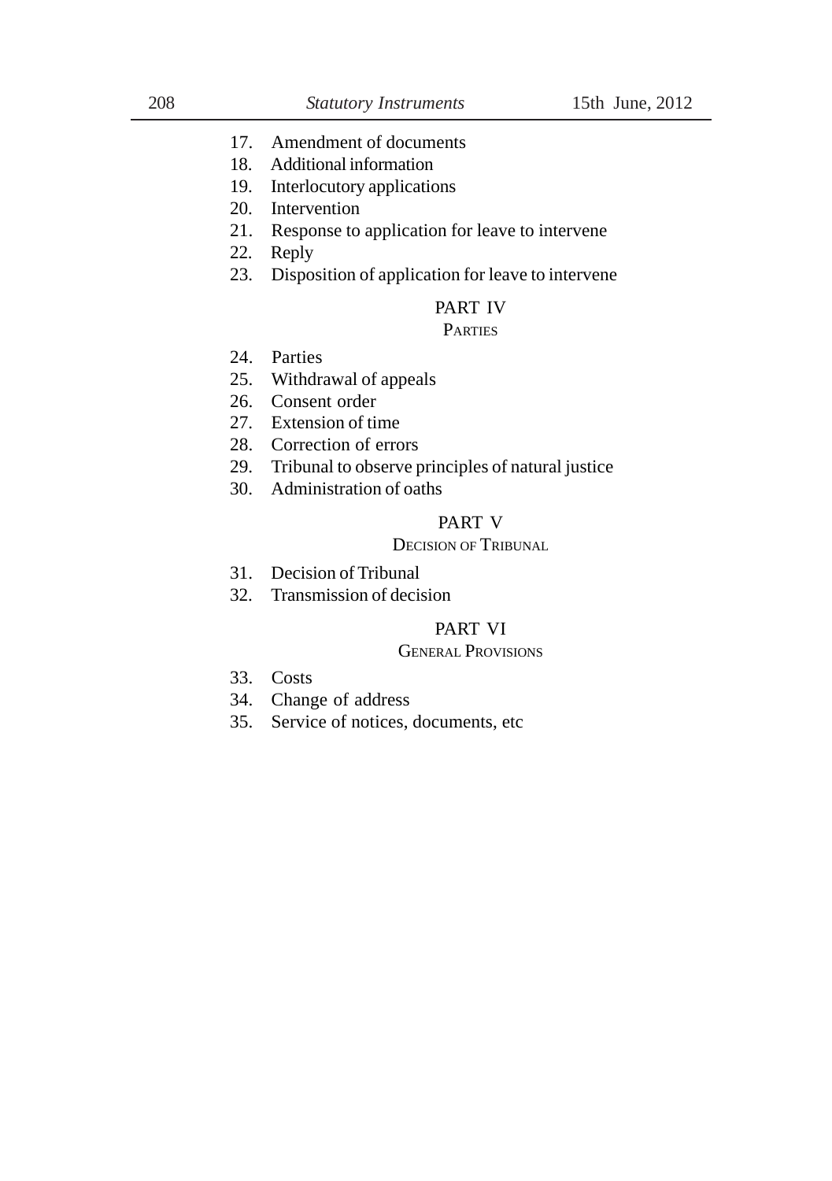17. Amendment of documents
18. Additional information
19. Interlocutory applications
20. Intervention
21. Response to application for leave to intervene
22. Reply
23. Disposition of application for leave to intervene

## PART IV

### PARTIES

24. Parties
25. Withdrawal of appeals
26. Consent order
27. Extension of time
28. Correction of errors
29. Tribunal to observe principles of natural justice
30. Administration of oaths

## PART V

### DECISION OF TRIBUNAL

31. Decision of Tribunal
32. Transmission of decision

## PART VI

### GENERAL PROVISIONS

33. Costs
34. Change of address
35. Service of notices, documents, etc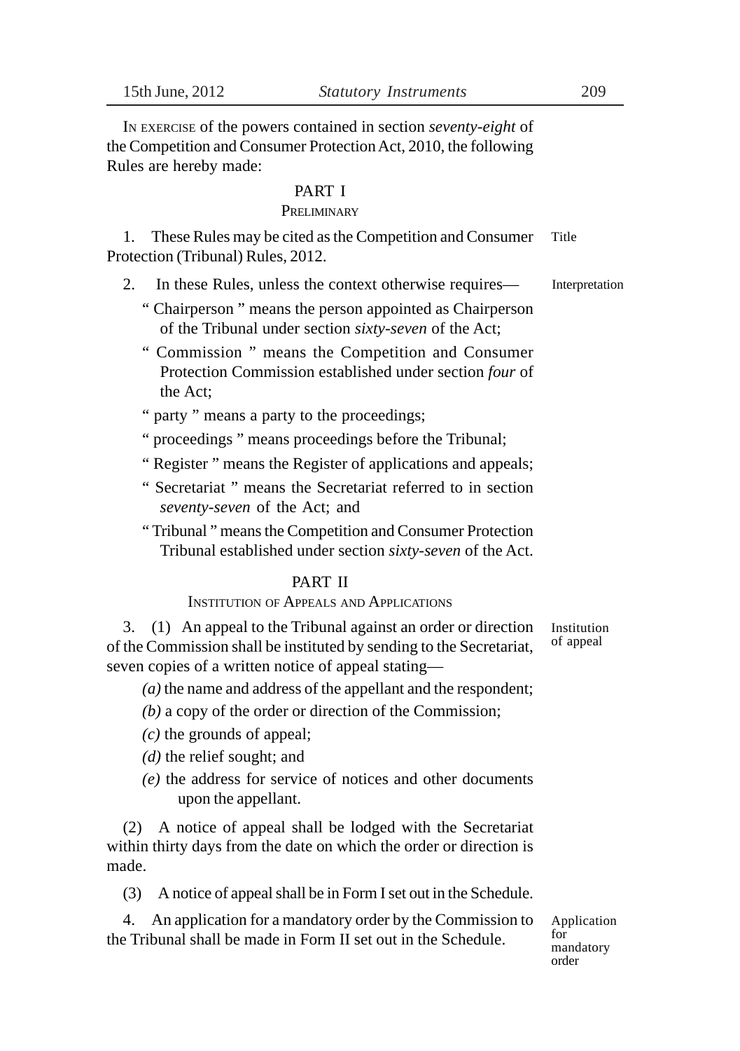IN EXERCISE of the powers contained in section *seventy-eight* of the Competition and Consumer Protection Act, 2010, the following Rules are hereby made:

## PART I

### PRELIMINARY

**Title**

1. These Rules may be cited as the Competition and Consumer Protection (Tribunal) Rules, 2012.

**Interpretation**

2. In these Rules, unless the context otherwise requires—

" Chairperson " means the person appointed as Chairperson of the Tribunal under section *sixty-seven* of the Act;

" Commission " means the Competition and Consumer Protection Commission established under section *four* of the Act;

" party " means a party to the proceedings;

" proceedings " means proceedings before the Tribunal;

" Register " means the Register of applications and appeals;

" Secretariat " means the Secretariat referred to in section *seventy-seven* of the Act; and

" Tribunal " means the Competition and Consumer Protection Tribunal established under section *sixty-seven* of the Act.

## PART II

### INSTITUTION OF APPEALS AND APPLICATIONS

**Institution of appeal**

3. (1) An appeal to the Tribunal against an order or direction of the Commission shall be instituted by sending to the Secretariat, seven copies of a written notice of appeal stating—

*(a)* the name and address of the appellant and the respondent;

*(b)* a copy of the order or direction of the Commission;

*(c)* the grounds of appeal;

*(d)* the relief sought; and

*(e)* the address for service of notices and other documents upon the appellant.

(2) A notice of appeal shall be lodged with the Secretariat within thirty days from the date on which the order or direction is made.

(3) A notice of appeal shall be in Form I set out in the Schedule.

**Application for mandatory order**

4. An application for a mandatory order by the Commission to the Tribunal shall be made in Form II set out in the Schedule.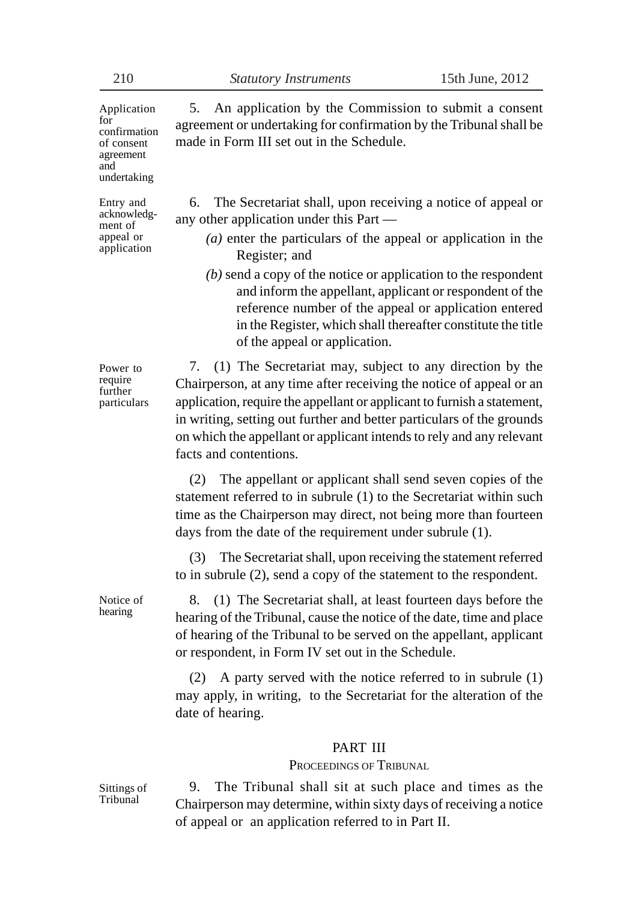*Application for confirmation of consent agreement and undertaking*

5. An application by the Commission to submit a consent agreement or undertaking for confirmation by the Tribunal shall be made in Form III set out in the Schedule.

*Entry and acknowledgment of appeal or application*

6. The Secretariat shall, upon receiving a notice of appeal or any other application under this Part —

*(a)* enter the particulars of the appeal or application in the Register; and

*(b)* send a copy of the notice or application to the respondent and inform the appellant, applicant or respondent of the reference number of the appeal or application entered in the Register, which shall thereafter constitute the title of the appeal or application.

*Power to require further particulars*

7. (1) The Secretariat may, subject to any direction by the Chairperson, at any time after receiving the notice of appeal or an application, require the appellant or applicant to furnish a statement, in writing, setting out further and better particulars of the grounds on which the appellant or applicant intends to rely and any relevant facts and contentions.

(2) The appellant or applicant shall send seven copies of the statement referred to in subrule (1) to the Secretariat within such time as the Chairperson may direct, not being more than fourteen days from the date of the requirement under subrule (1).

(3) The Secretariat shall, upon receiving the statement referred to in subrule (2), send a copy of the statement to the respondent.

*Notice of hearing*

8. (1) The Secretariat shall, at least fourteen days before the hearing of the Tribunal, cause the notice of the date, time and place of hearing of the Tribunal to be served on the appellant, applicant or respondent, in Form IV set out in the Schedule.

(2) A party served with the notice referred to in subrule (1) may apply, in writing, to the Secretariat for the alteration of the date of hearing.

## PART III

### PROCEEDINGS OF TRIBUNAL

*Sittings of Tribunal*

9. The Tribunal shall sit at such place and times as the Chairperson may determine, within sixty days of receiving a notice of appeal or an application referred to in Part II.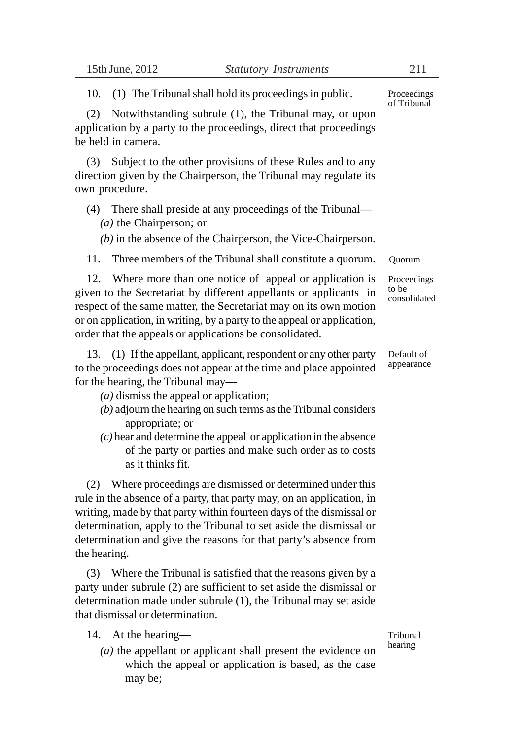**Proceedings of Tribunal**

10. (1) The Tribunal shall hold its proceedings in public.

(2) Notwithstanding subrule (1), the Tribunal may, or upon application by a party to the proceedings, direct that proceedings be held in camera.

(3) Subject to the other provisions of these Rules and to any direction given by the Chairperson, the Tribunal may regulate its own procedure.

(4) There shall preside at any proceedings of the Tribunal—

*(a)* the Chairperson; or

*(b)* in the absence of the Chairperson, the Vice-Chairperson.

**Quorum**

11. Three members of the Tribunal shall constitute a quorum.

**Proceedings to be consolidated**

12. Where more than one notice of appeal or application is given to the Secretariat by different appellants or applicants in respect of the same matter, the Secretariat may on its own motion or on application, in writing, by a party to the appeal or application, order that the appeals or applications be consolidated.

**Default of appearance**

13. (1) If the appellant, applicant, respondent or any other party to the proceedings does not appear at the time and place appointed for the hearing, the Tribunal may—

*(a)* dismiss the appeal or application;

*(b)* adjourn the hearing on such terms as the Tribunal considers appropriate; or

*(c)* hear and determine the appeal or application in the absence of the party or parties and make such order as to costs as it thinks fit.

(2) Where proceedings are dismissed or determined under this rule in the absence of a party, that party may, on an application, in writing, made by that party within fourteen days of the dismissal or determination, apply to the Tribunal to set aside the dismissal or determination and give the reasons for that party's absence from the hearing.

(3) Where the Tribunal is satisfied that the reasons given by a party under subrule (2) are sufficient to set aside the dismissal or determination made under subrule (1), the Tribunal may set aside that dismissal or determination.

**Tribunal hearing**

14. At the hearing—

*(a)* the appellant or applicant shall present the evidence on which the appeal or application is based, as the case may be;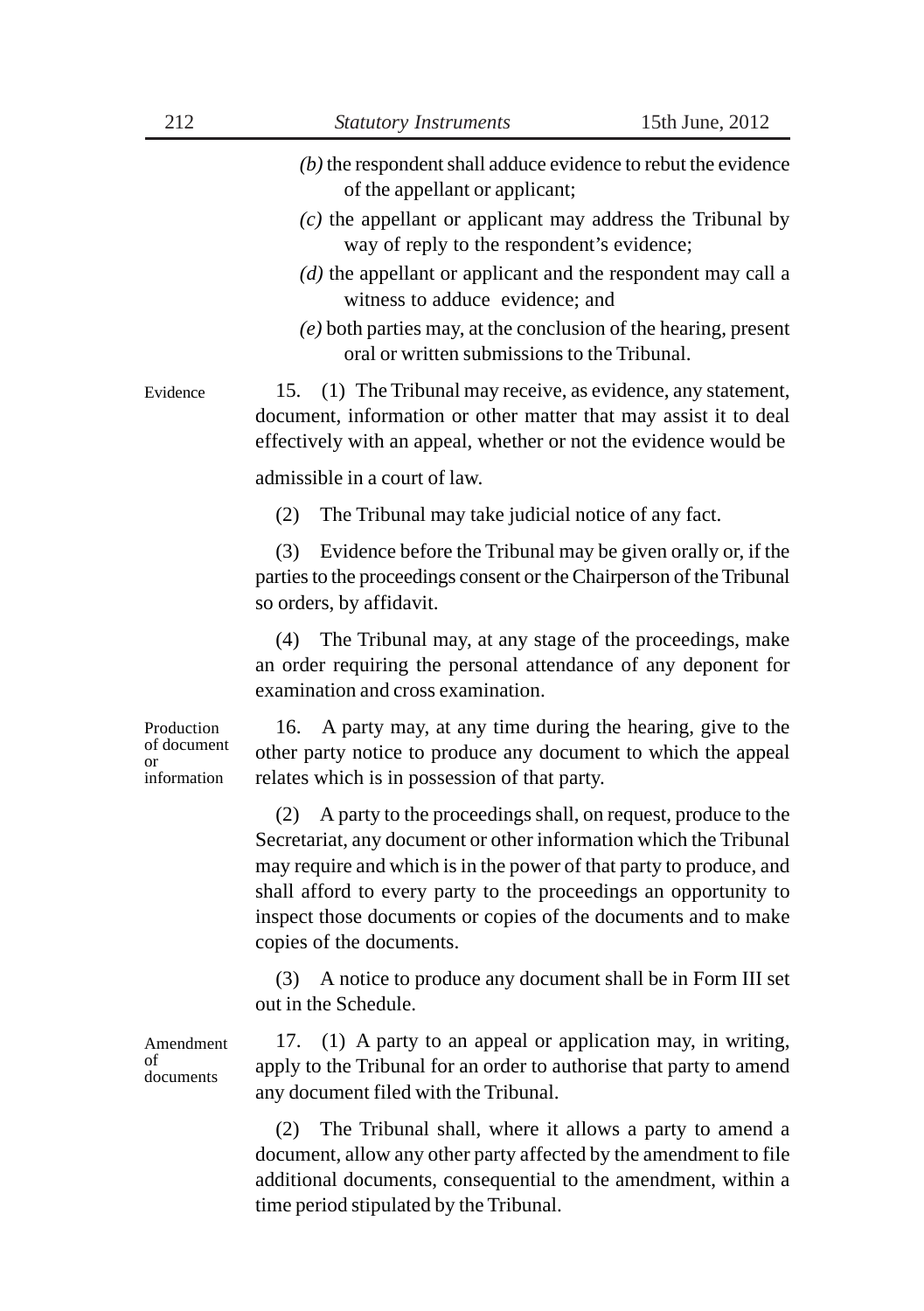*(b)* the respondent shall adduce evidence to rebut the evidence of the appellant or applicant;

*(c)* the appellant or applicant may address the Tribunal by way of reply to the respondent's evidence;

*(d)* the appellant or applicant and the respondent may call a witness to adduce evidence; and

*(e)* both parties may, at the conclusion of the hearing, present oral or written submissions to the Tribunal.

Evidence

15. (1) The Tribunal may receive, as evidence, any statement, document, information or other matter that may assist it to deal effectively with an appeal, whether or not the evidence would be admissible in a court of law.

(2) The Tribunal may take judicial notice of any fact.

(3) Evidence before the Tribunal may be given orally or, if the parties to the proceedings consent or the Chairperson of the Tribunal so orders, by affidavit.

(4) The Tribunal may, at any stage of the proceedings, make an order requiring the personal attendance of any deponent for examination and cross examination.

Production of document or information

16. A party may, at any time during the hearing, give to the other party notice to produce any document to which the appeal relates which is in possession of that party.

(2) A party to the proceedings shall, on request, produce to the Secretariat, any document or other information which the Tribunal may require and which is in the power of that party to produce, and shall afford to every party to the proceedings an opportunity to inspect those documents or copies of the documents and to make copies of the documents.

(3) A notice to produce any document shall be in Form III set out in the Schedule.

Amendment of documents

17. (1) A party to an appeal or application may, in writing, apply to the Tribunal for an order to authorise that party to amend any document filed with the Tribunal.

(2) The Tribunal shall, where it allows a party to amend a document, allow any other party affected by the amendment to file additional documents, consequential to the amendment, within a time period stipulated by the Tribunal.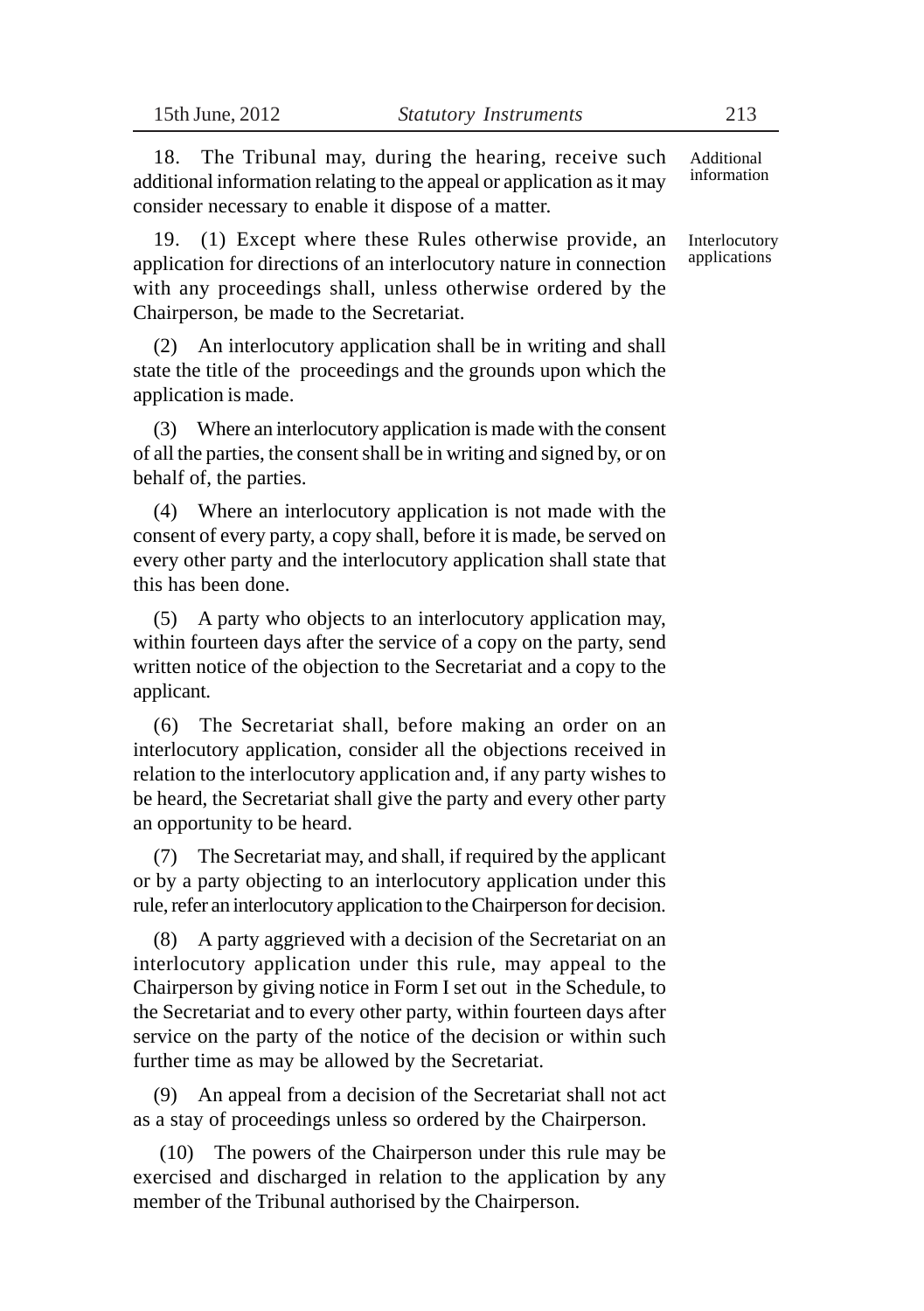18. The Tribunal may, during the hearing, receive such additional information relating to the appeal or application as it may consider necessary to enable it dispose of a matter.

Additional information

19. (1) Except where these Rules otherwise provide, an application for directions of an interlocutory nature in connection with any proceedings shall, unless otherwise ordered by the Chairperson, be made to the Secretariat.

Interlocutory applications

(2) An interlocutory application shall be in writing and shall state the title of the proceedings and the grounds upon which the application is made.

(3) Where an interlocutory application is made with the consent of all the parties, the consent shall be in writing and signed by, or on behalf of, the parties.

(4) Where an interlocutory application is not made with the consent of every party, a copy shall, before it is made, be served on every other party and the interlocutory application shall state that this has been done.

(5) A party who objects to an interlocutory application may, within fourteen days after the service of a copy on the party, send written notice of the objection to the Secretariat and a copy to the applicant.

(6) The Secretariat shall, before making an order on an interlocutory application, consider all the objections received in relation to the interlocutory application and, if any party wishes to be heard, the Secretariat shall give the party and every other party an opportunity to be heard.

(7) The Secretariat may, and shall, if required by the applicant or by a party objecting to an interlocutory application under this rule, refer an interlocutory application to the Chairperson for decision.

(8) A party aggrieved with a decision of the Secretariat on an interlocutory application under this rule, may appeal to the Chairperson by giving notice in Form I set out in the Schedule, to the Secretariat and to every other party, within fourteen days after service on the party of the notice of the decision or within such further time as may be allowed by the Secretariat.

(9) An appeal from a decision of the Secretariat shall not act as a stay of proceedings unless so ordered by the Chairperson.

(10) The powers of the Chairperson under this rule may be exercised and discharged in relation to the application by any member of the Tribunal authorised by the Chairperson.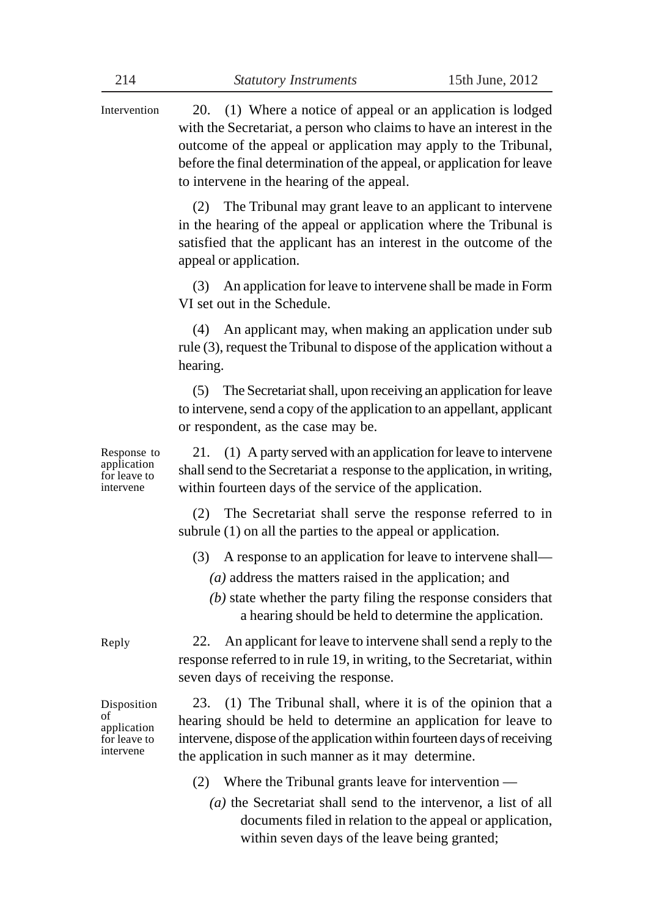**Intervention**

20. (1) Where a notice of appeal or an application is lodged with the Secretariat, a person who claims to have an interest in the outcome of the appeal or application may apply to the Tribunal, before the final determination of the appeal, or application for leave to intervene in the hearing of the appeal.

(2) The Tribunal may grant leave to an applicant to intervene in the hearing of the appeal or application where the Tribunal is satisfied that the applicant has an interest in the outcome of the appeal or application.

(3) An application for leave to intervene shall be made in Form VI set out in the Schedule.

(4) An applicant may, when making an application under sub rule (3), request the Tribunal to dispose of the application without a hearing.

(5) The Secretariat shall, upon receiving an application for leave to intervene, send a copy of the application to an appellant, applicant or respondent, as the case may be.

**Response to application for leave to intervene**

21. (1) A party served with an application for leave to intervene shall send to the Secretariat a response to the application, in writing, within fourteen days of the service of the application.

(2) The Secretariat shall serve the response referred to in subrule (1) on all the parties to the appeal or application.

(3) A response to an application for leave to intervene shall—

*(a)* address the matters raised in the application; and

*(b)* state whether the party filing the response considers that a hearing should be held to determine the application.

**Reply**

22. An applicant for leave to intervene shall send a reply to the response referred to in rule 19, in writing, to the Secretariat, within seven days of receiving the response.

**Disposition of application for leave to intervene**

23. (1) The Tribunal shall, where it is of the opinion that a hearing should be held to determine an application for leave to intervene, dispose of the application within fourteen days of receiving the application in such manner as it may determine.

(2) Where the Tribunal grants leave for intervention —

*(a)* the Secretariat shall send to the intervenor, a list of all documents filed in relation to the appeal or application, within seven days of the leave being granted;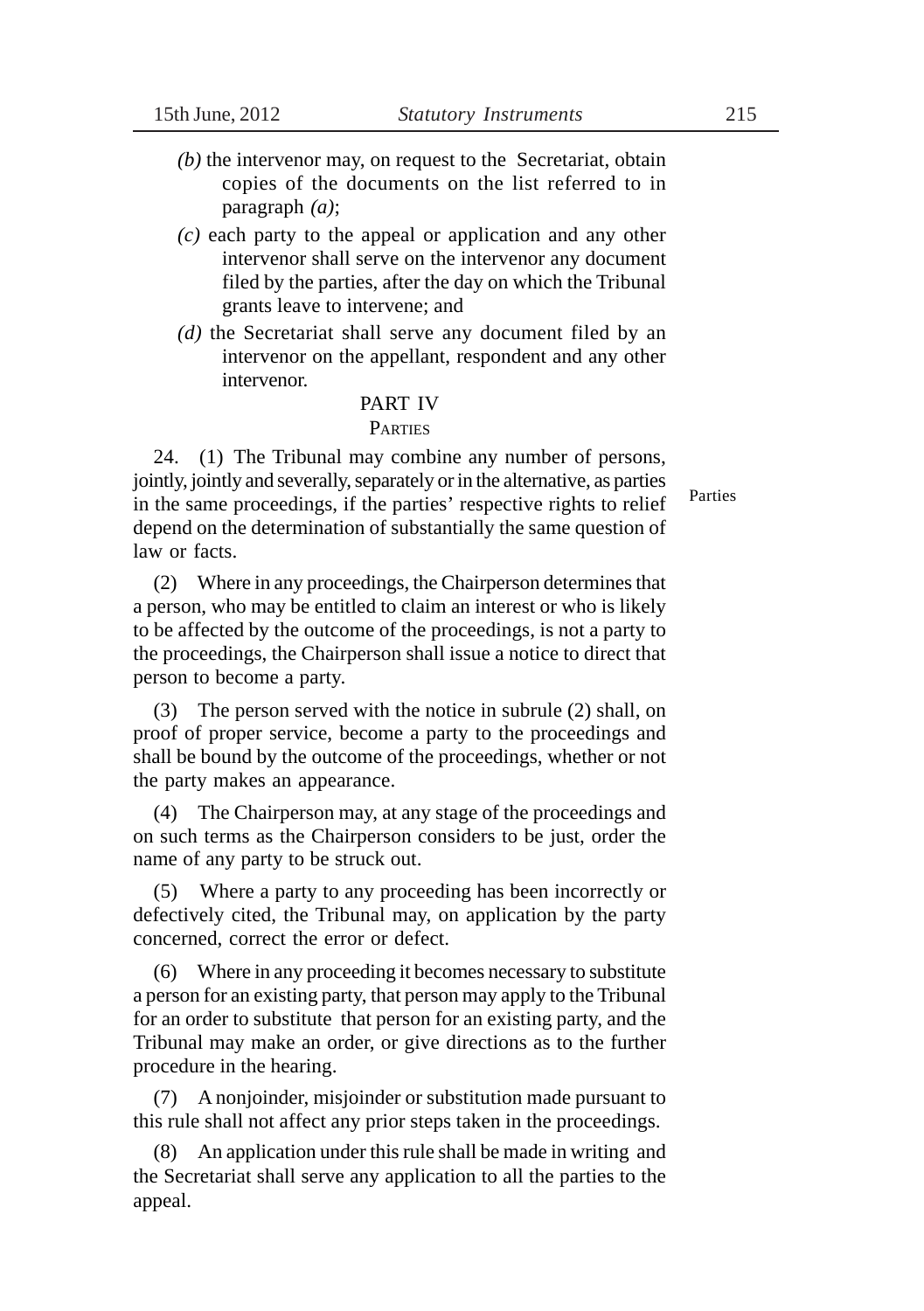*(b)* the intervenor may, on request to the Secretariat, obtain copies of the documents on the list referred to in paragraph *(a)*;

*(c)* each party to the appeal or application and any other intervenor shall serve on the intervenor any document filed by the parties, after the day on which the Tribunal grants leave to intervene; and

*(d)* the Secretariat shall serve any document filed by an intervenor on the appellant, respondent and any other intervenor.

## PART IV

### PARTIES

Parties

24. (1) The Tribunal may combine any number of persons, jointly, jointly and severally, separately or in the alternative, as parties in the same proceedings, if the parties' respective rights to relief depend on the determination of substantially the same question of law or facts.

(2) Where in any proceedings, the Chairperson determines that a person, who may be entitled to claim an interest or who is likely to be affected by the outcome of the proceedings, is not a party to the proceedings, the Chairperson shall issue a notice to direct that person to become a party.

(3) The person served with the notice in subrule (2) shall, on proof of proper service, become a party to the proceedings and shall be bound by the outcome of the proceedings, whether or not the party makes an appearance.

(4) The Chairperson may, at any stage of the proceedings and on such terms as the Chairperson considers to be just, order the name of any party to be struck out.

(5) Where a party to any proceeding has been incorrectly or defectively cited, the Tribunal may, on application by the party concerned, correct the error or defect.

(6) Where in any proceeding it becomes necessary to substitute a person for an existing party, that person may apply to the Tribunal for an order to substitute that person for an existing party, and the Tribunal may make an order, or give directions as to the further procedure in the hearing.

(7) A nonjoinder, misjoinder or substitution made pursuant to this rule shall not affect any prior steps taken in the proceedings.

(8) An application under this rule shall be made in writing and the Secretariat shall serve any application to all the parties to the appeal.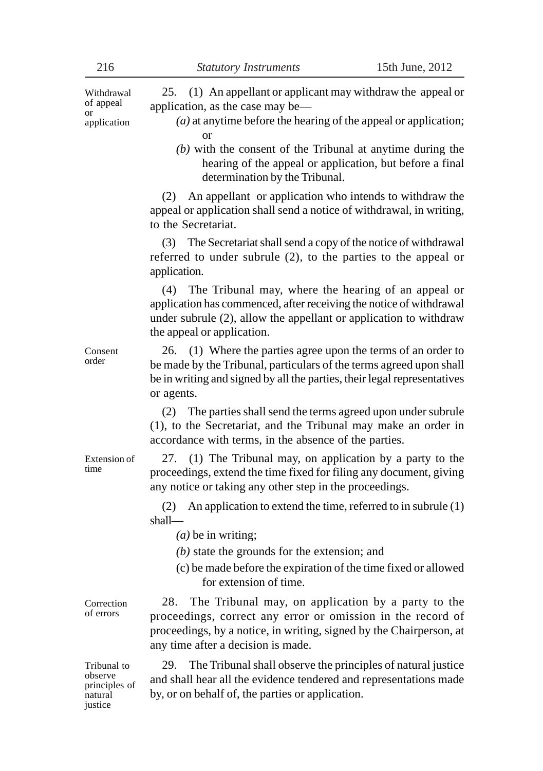**Withdrawal of appeal or application**

25. (1) An appellant or applicant may withdraw the appeal or application, as the case may be—

*(a)* at anytime before the hearing of the appeal or application; or

*(b)* with the consent of the Tribunal at anytime during the hearing of the appeal or application, but before a final determination by the Tribunal.

(2) An appellant or application who intends to withdraw the appeal or application shall send a notice of withdrawal, in writing, to the Secretariat.

(3) The Secretariat shall send a copy of the notice of withdrawal referred to under subrule (2), to the parties to the appeal or application.

(4) The Tribunal may, where the hearing of an appeal or application has commenced, after receiving the notice of withdrawal under subrule (2), allow the appellant or application to withdraw the appeal or application.

**Consent order**

26. (1) Where the parties agree upon the terms of an order to be made by the Tribunal, particulars of the terms agreed upon shall be in writing and signed by all the parties, their legal representatives or agents.

(2) The parties shall send the terms agreed upon under subrule (1), to the Secretariat, and the Tribunal may make an order in accordance with terms, in the absence of the parties.

**Extension of time**

27. (1) The Tribunal may, on application by a party to the proceedings, extend the time fixed for filing any document, giving any notice or taking any other step in the proceedings.

(2) An application to extend the time, referred to in subrule (1) shall—

*(a)* be in writing;

*(b)* state the grounds for the extension; and

(c) be made before the expiration of the time fixed or allowed for extension of time.

**Correction of errors**

28. The Tribunal may, on application by a party to the proceedings, correct any error or omission in the record of proceedings, by a notice, in writing, signed by the Chairperson, at any time after a decision is made.

**Tribunal to observe principles of natural justice**

29. The Tribunal shall observe the principles of natural justice and shall hear all the evidence tendered and representations made by, or on behalf of, the parties or application.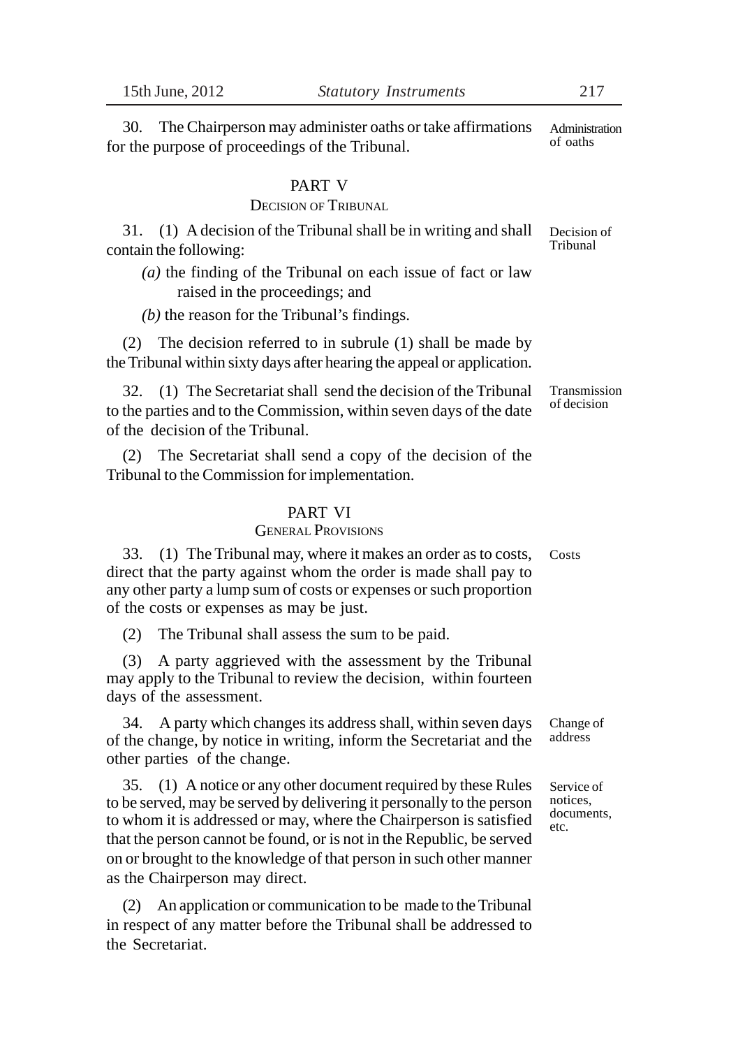30. The Chairperson may administer oaths or take affirmations for the purpose of proceedings of the Tribunal.

Administration of oaths

## PART V

### DECISION OF TRIBUNAL

31. (1) A decision of the Tribunal shall be in writing and shall contain the following:

Decision of Tribunal

*(a)* the finding of the Tribunal on each issue of fact or law raised in the proceedings; and

*(b)* the reason for the Tribunal's findings.

(2) The decision referred to in subrule (1) shall be made by the Tribunal within sixty days after hearing the appeal or application.

32. (1) The Secretariat shall send the decision of the Tribunal to the parties and to the Commission, within seven days of the date of the decision of the Tribunal.

Transmission of decision

(2) The Secretariat shall send a copy of the decision of the Tribunal to the Commission for implementation.

## PART VI

### GENERAL PROVISIONS

33. (1) The Tribunal may, where it makes an order as to costs, direct that the party against whom the order is made shall pay to any other party a lump sum of costs or expenses or such proportion of the costs or expenses as may be just.

Costs

(2) The Tribunal shall assess the sum to be paid.

(3) A party aggrieved with the assessment by the Tribunal may apply to the Tribunal to review the decision, within fourteen days of the assessment.

34. A party which changes its address shall, within seven days of the change, by notice in writing, inform the Secretariat and the other parties of the change.

Change of address

35. (1) A notice or any other document required by these Rules to be served, may be served by delivering it personally to the person to whom it is addressed or may, where the Chairperson is satisfied that the person cannot be found, or is not in the Republic, be served on or brought to the knowledge of that person in such other manner as the Chairperson may direct.

Service of notices, documents, etc.

(2) An application or communication to be made to the Tribunal in respect of any matter before the Tribunal shall be addressed to the Secretariat.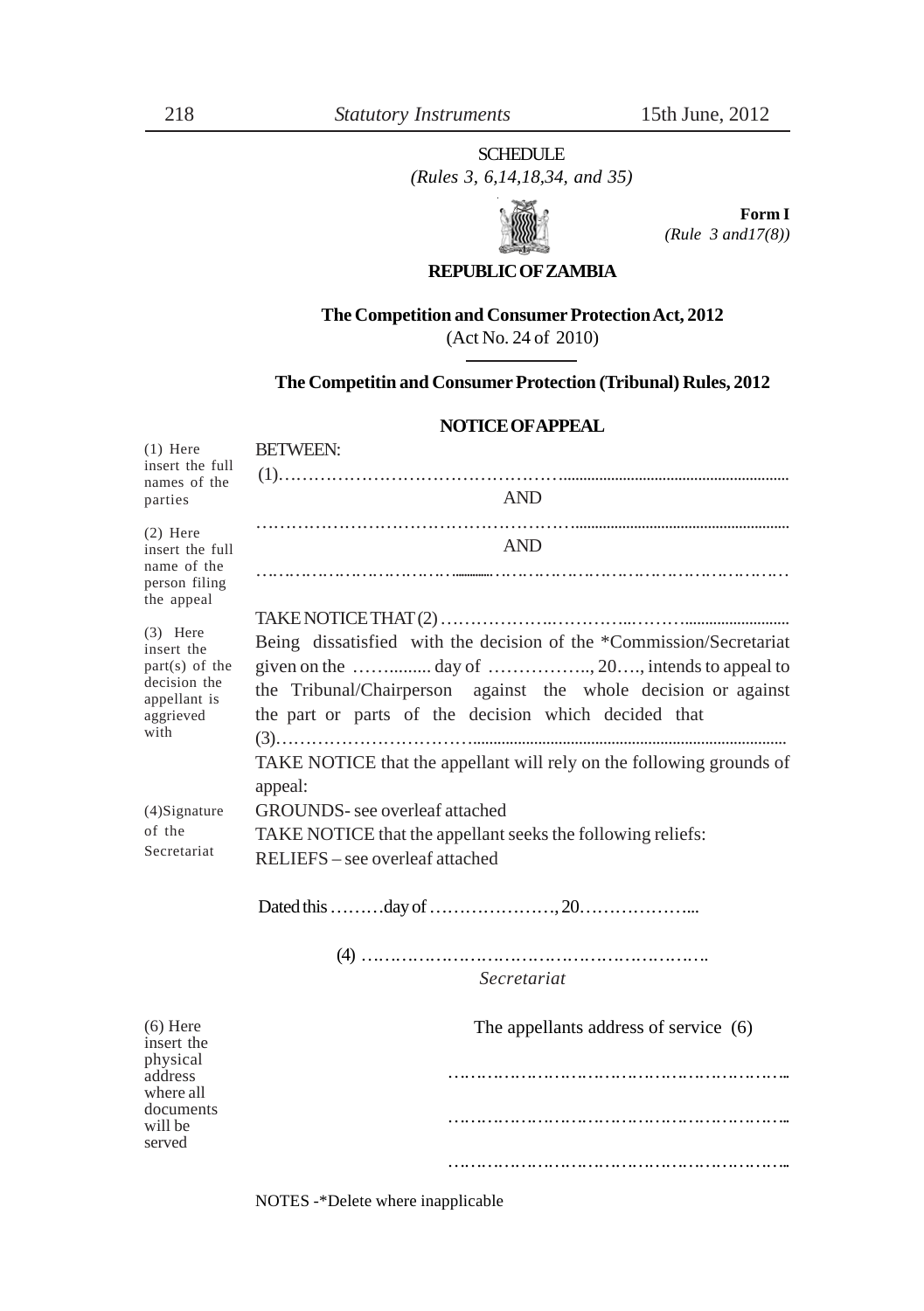SCHEDULE

*(Rules 3, 6,14,18,34, and 35)*

**Form I**
*(Rule 3 and17(8))*

**REPUBLIC OF ZAMBIA**

**The Competition and Consumer Protection Act, 2012**
(Act No. 24 of 2010)

**The Competitin and Consumer Protection (Tribunal) Rules, 2012**

**NOTICE OF APPEAL**

(1) Here insert the full names of the parties

BETWEEN:

(1)………………………………………………………………………………

AND

………………………………………………………………………………

AND

………………………………………………………………………………

(2) Here insert the full name of the person filing the appeal

TAKE NOTICE THAT (2)…………………………………………………

(3) Here insert the part(s) of the decision the appellant is aggrieved with

Being dissatisfied with the decision of the \*Commission/Secretariat given on the ……......... day of …………….., 20…., intends to appeal to the Tribunal/Chairperson against the whole decision or against the part or parts of the decision which decided that

(3)…………………………………………………………………………

TAKE NOTICE that the appellant will rely on the following grounds of appeal:

(4)Signature of the Secretariat

GROUNDS- see overleaf attached

TAKE NOTICE that the appellant seeks the following reliefs:

RELIEFS – see overleaf attached

Dated this ………day of …………………, 20………………...

(4) ……………………………………………………….

*Secretariat*

(6) Here insert the physical address where all documents will be served

The appellants address of service (6)

……………………………………………………..

……………………………………………………..

……………………………………………………..

NOTES -\*Delete where inapplicable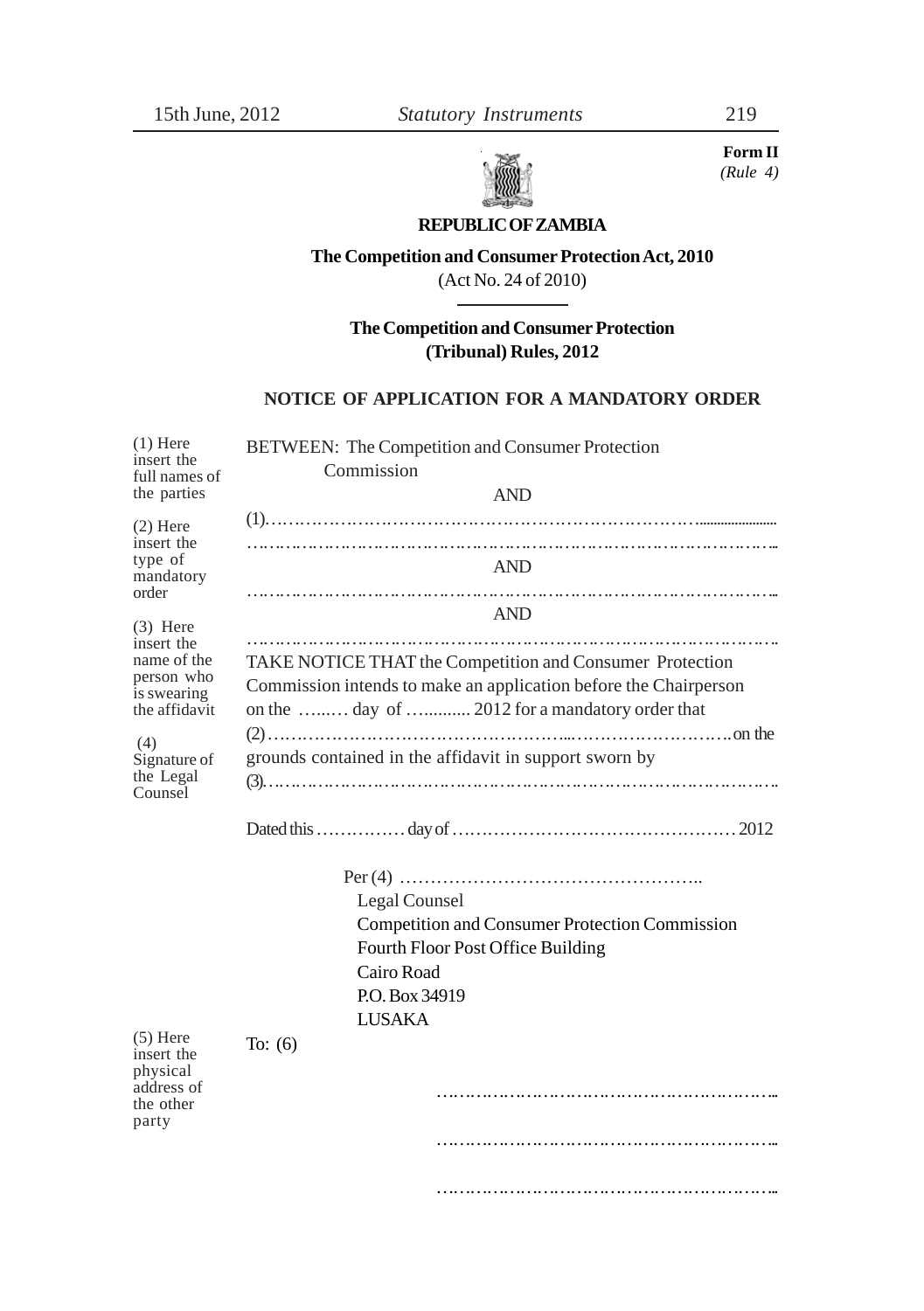**Form II**
*(Rule 4)*

**REPUBLIC OF ZAMBIA**

**The Competition and Consumer Protection Act, 2010**
(Act No. 24 of 2010)

**The Competition and Consumer Protection (Tribunal) Rules, 2012**

**NOTICE OF APPLICATION FOR A MANDATORY ORDER**

(1) Here insert the full names of the parties

(2) Here insert the type of mandatory order

(3) Here insert the name of the person who is swearing the affidavit

(4) Signature of the Legal Counsel

(5) Here insert the physical address of the other party

BETWEEN: The Competition and Consumer Protection Commission

AND

(1)……………………………………………………………………………………

……………………………………………………………………………………

AND

……………………………………………………………………………………

AND

……………………………………………………………………………………

TAKE NOTICE THAT the Competition and Consumer Protection Commission intends to make an application before the Chairperson on the …..… day of …......... 2012 for a mandatory order that (2)……………………………………………...……………………….on the grounds contained in the affidavit in support sworn by (3)……………………………………………………………………………………

Dated this …………… day of ………………………………………… 2012

Per (4) …………………………………………..
Legal Counsel
Competition and Consumer Protection Commission
Fourth Floor Post Office Building
Cairo Road
P.O. Box 34919
LUSAKA

To: (6)

……………………………………………………

……………………………………………………

……………………………………………………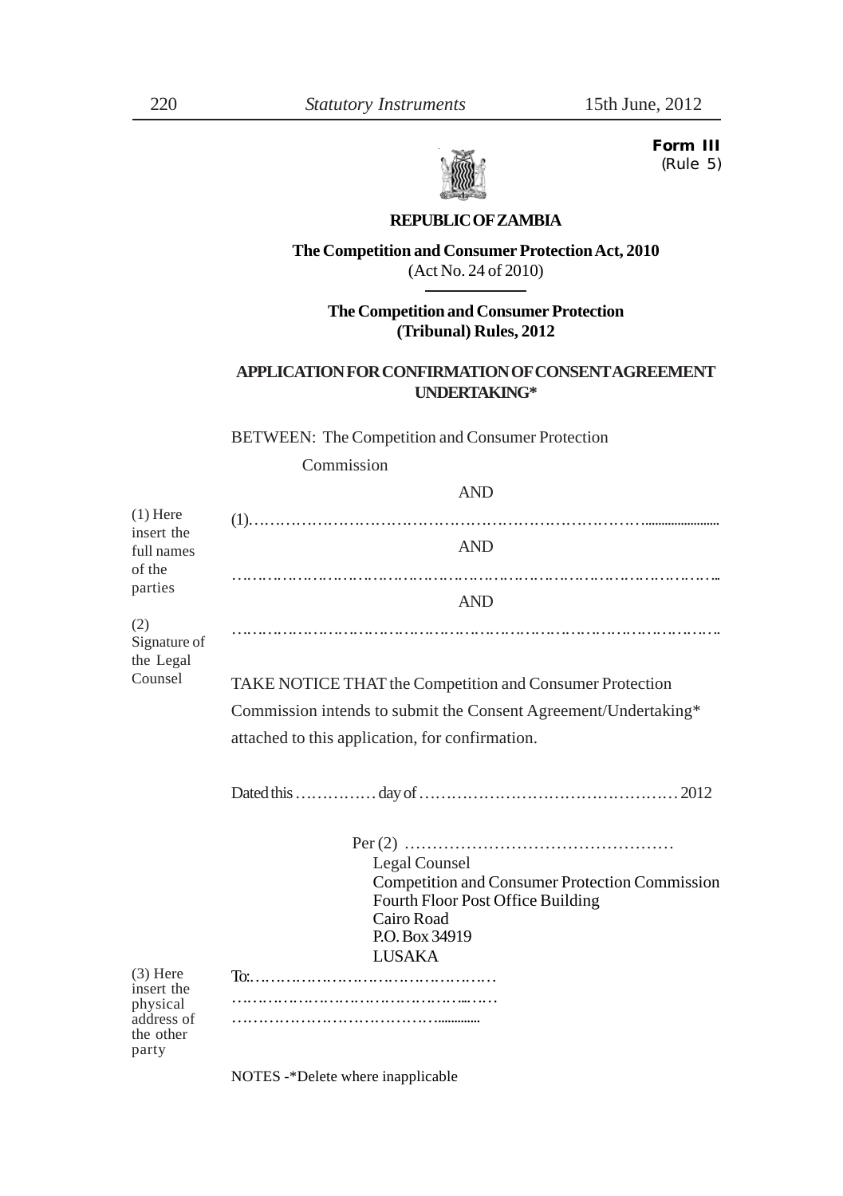**Form III**
(Rule 5)

**REPUBLIC OF ZAMBIA**

**The Competition and Consumer Protection Act, 2010**
(Act No. 24 of 2010)

**The Competition and Consumer Protection (Tribunal) Rules, 2012**

**APPLICATION FOR CONFIRMATION OF CONSENT AGREEMENT UNDERTAKING***

BETWEEN: The Competition and Consumer Protection Commission

AND

(1)……………………………………………………………………………

AND

……………………………………………………………………………

AND

……………………………………………………………………………

(1) Here insert the full names of the parties

(2) Signature of the Legal Counsel

TAKE NOTICE THAT the Competition and Consumer Protection Commission intends to submit the Consent Agreement/Undertaking* attached to this application, for confirmation.

Dated this …………… day of ………………………………………… 2012

Per (2) …………………………………………
Legal Counsel
Competition and Consumer Protection Commission
Fourth Floor Post Office Building
Cairo Road
P.O. Box 34919
LUSAKA

To:…………………………………………
…………………………………………
…………………………………………

(3) Here insert the physical address of the other party

NOTES -*Delete where inapplicable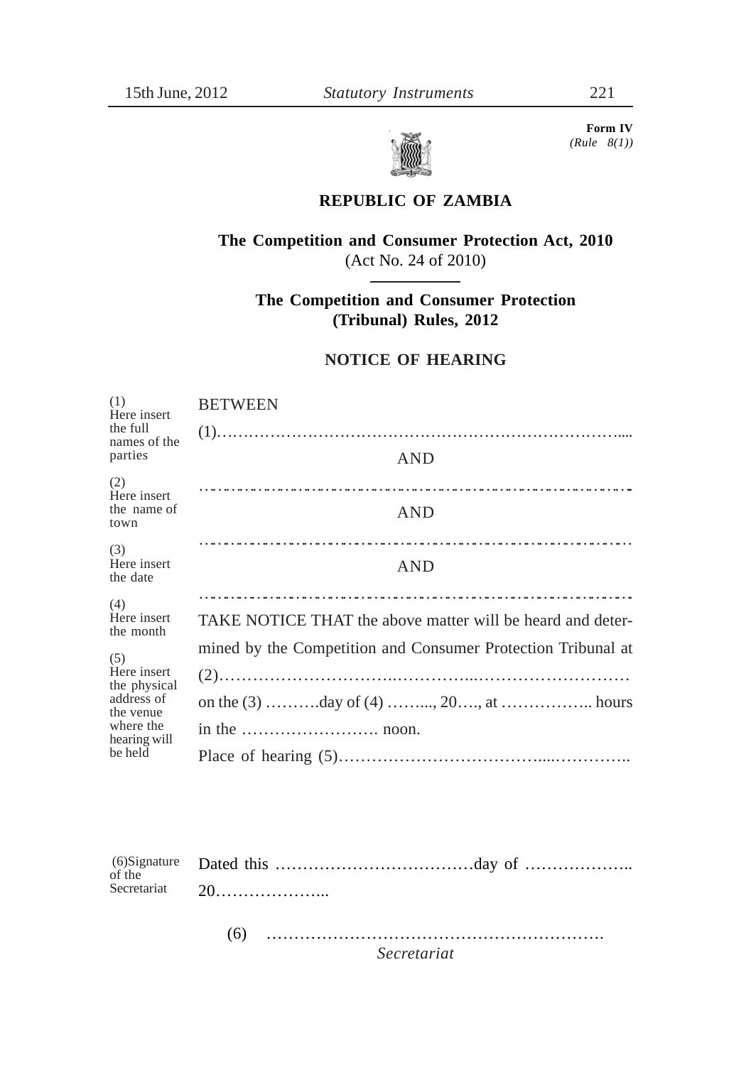**Form IV**
*(Rule 8(1))*

## REPUBLIC OF ZAMBIA

**The Competition and Consumer Protection Act, 2010**
(Act No. 24 of 2010)

**The Competition and Consumer Protection (Tribunal) Rules, 2012**

### NOTICE OF HEARING

(1) Here insert the full names of the parties

(2) Here insert the name of town

(3) Here insert the date

(4) Here insert the month

(5) Here insert the physical address of the venue where the hearing will be held

BETWEEN

(1)…………………………………………………………………….....

AND

……………………………………………………………………………

AND

……………………………………………………………………………

AND

……………………………………………………………………………

TAKE NOTICE THAT the above matter will be heard and determined by the Competition and Consumer Protection Tribunal at (2)……………………………………………………………………

on the (3) ……….day of (4) ……..., 20…., at …………….. hours in the ……………………. noon.

Place of hearing (5)……………………………….…………..

(6)Signature of the Secretariat

Dated this ………………………………day of ……………….. 20………………...

(6) …………………………………………………….
*Secretariat*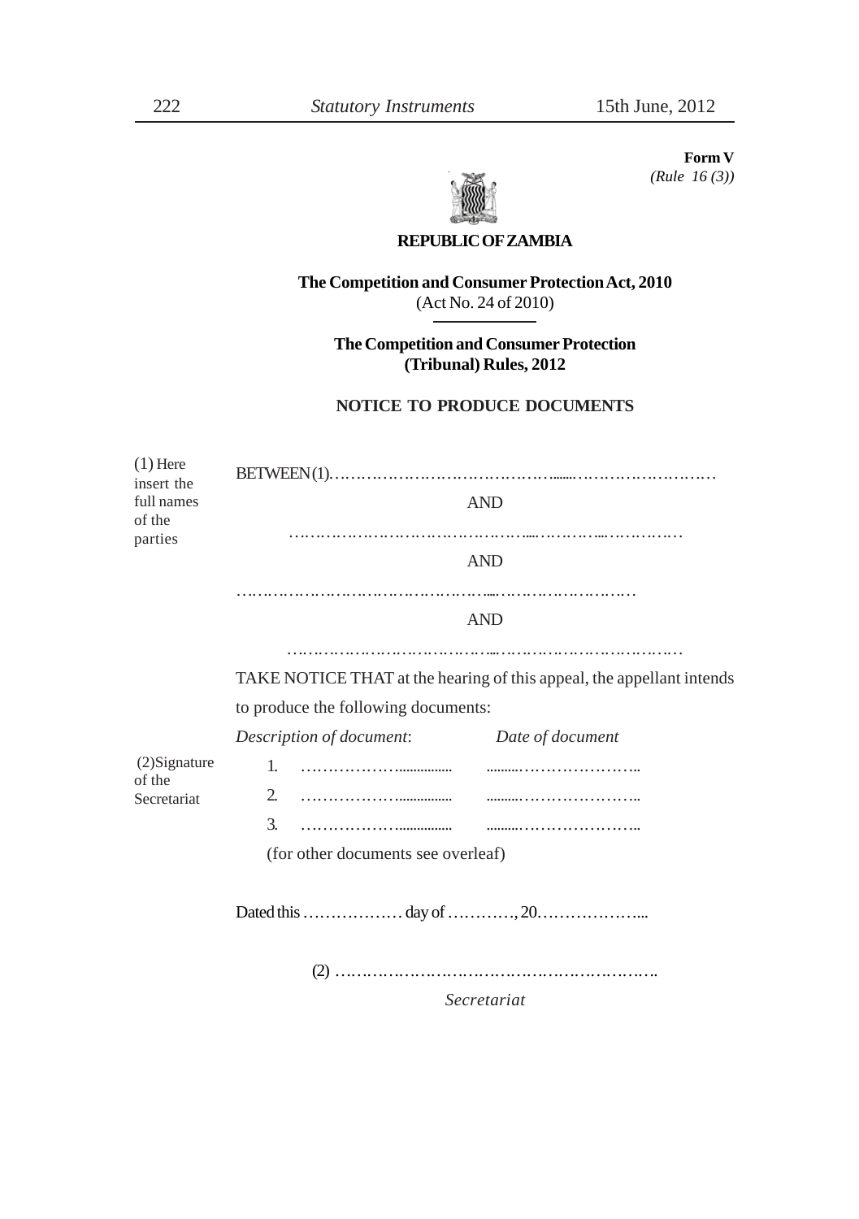**Form V**
*(Rule 16 (3))*

**REPUBLIC OF ZAMBIA**

**The Competition and Consumer Protection Act, 2010**
(Act No. 24 of 2010)

**The Competition and Consumer Protection (Tribunal) Rules, 2012**

**NOTICE TO PRODUCE DOCUMENTS**

(1) Here insert the full names of the parties

BETWEEN (1)……………………………………........………………………

AND

……………………………………….....…………....……………

AND

…………………………………………....………………………

AND

…………………………………....……………………………

TAKE NOTICE THAT at the hearing of this appeal, the appellant intends to produce the following documents:

| *Description of document*: | *Date of document* |
|---|---|
| 1. ………………............... | .........………………….. |
| 2. ………………............... | .........………………….. |
| 3. ………………............... | .........………………….. |

(for other documents see overleaf)

(2) Signature of the Secretariat

Dated this ……………… day of …………, 20………………...

(2) …………………………………………………….

*Secretariat*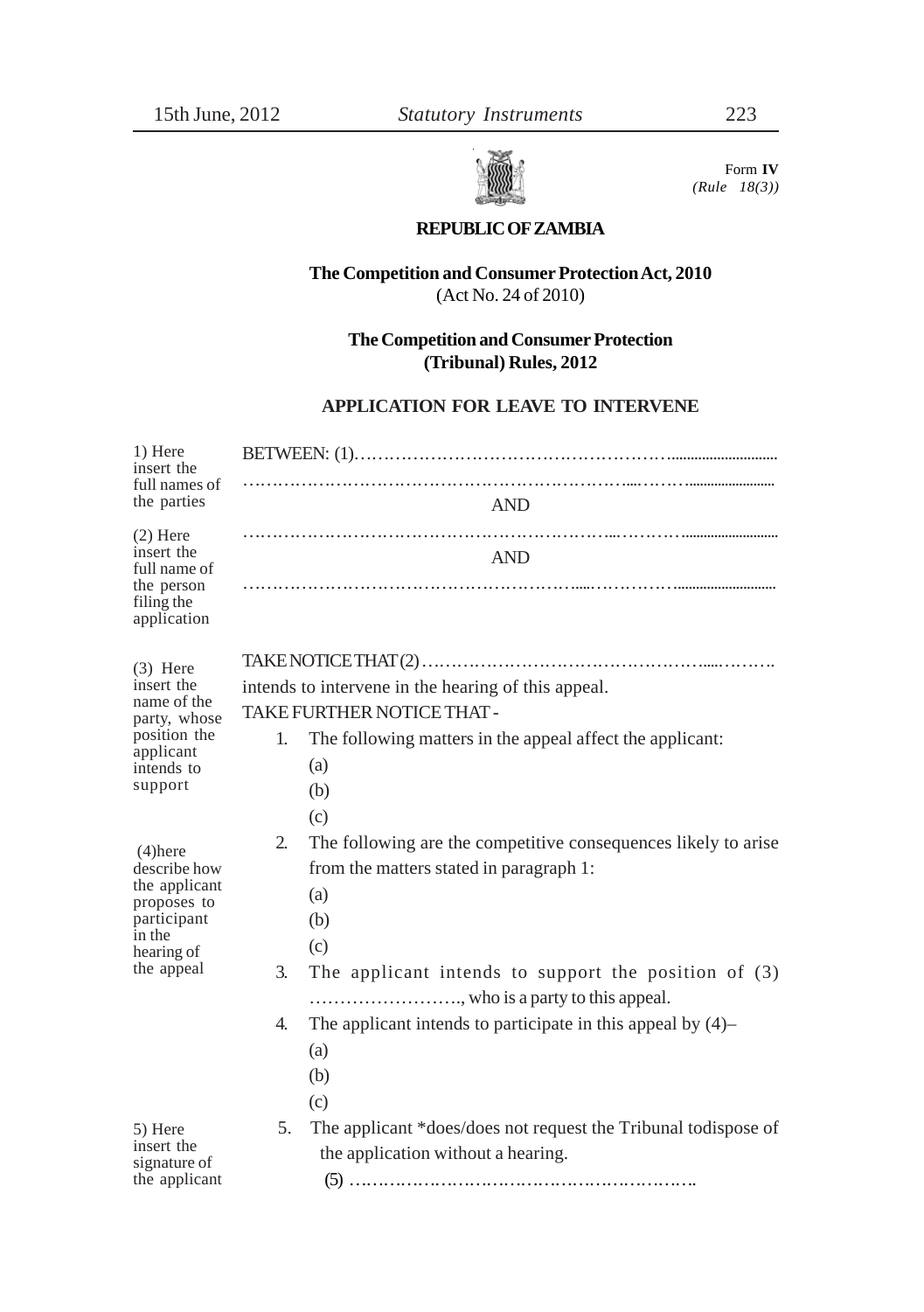Form **IV**
*(Rule 18(3))*

**REPUBLIC OF ZAMBIA**

**The Competition and Consumer Protection Act, 2010**
(Act No. 24 of 2010)

**The Competition and Consumer Protection (Tribunal) Rules, 2012**

**APPLICATION FOR LEAVE TO INTERVENE**

1) Here insert the full names of the parties

(2) Here insert the full name of the person filing the application

BETWEEN: (1)……………………………………………………………

……………………………………………………………………………

AND

……………………………………………………………………………

AND

……………………………………………………………………………

(3) Here insert the name of the party, whose position the applicant intends to support

(4)here describe how the applicant proposes to participant in the hearing of the appeal

TAKE NOTICE THAT (2) ……………………………………………………

intends to intervene in the hearing of this appeal.

TAKE FURTHER NOTICE THAT -

1. The following matters in the appeal affect the applicant:
   (a)
   (b)
   (c)
2. The following are the competitive consequences likely to arise from the matters stated in paragraph 1:
   (a)
   (b)
   (c)
3. The applicant intends to support the position of (3) ……………………., who is a party to this appeal.
4. The applicant intends to participate in this appeal by (4)–
   (a)
   (b)
   (c)
5. The applicant *does/does not request the Tribunal todispose of the application without a hearing.

5) Here insert the signature of the applicant

(5) ………………………………………………………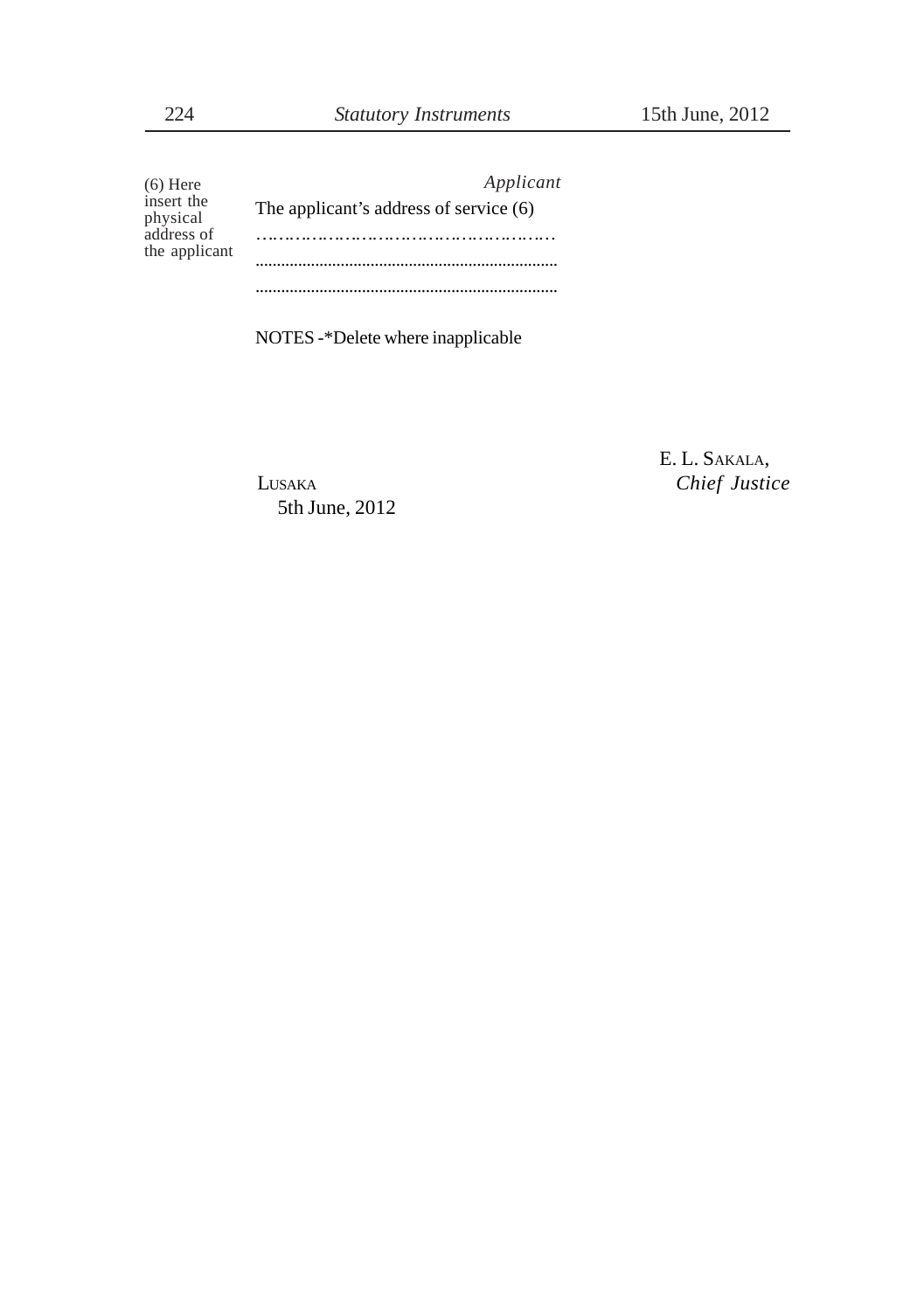*Applicant*

(6) Here insert the physical address of the applicant

The applicant's address of service (6)

…………………………………………

......................................................................

......................................................................

NOTES -*Delete where inapplicable

E. L. SAKALA,
*Chief Justice*

LUSAKA
5th June, 2012